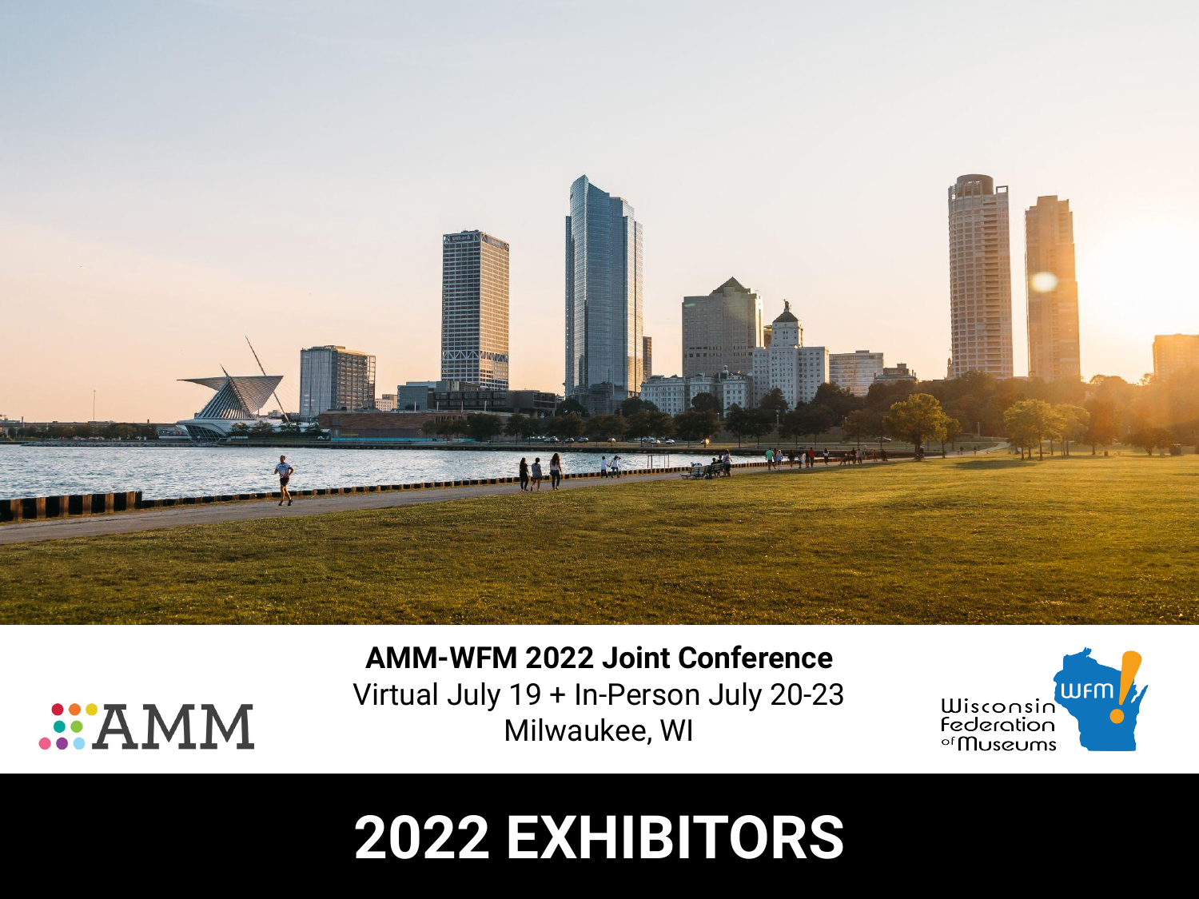AMM

**AMM-WFM 2022 Joint Conference**

Virtual July 19 + In-Person July 20-23

Milwaukee, WI

Wisconsin Federation of Museums WFM

# 2022 EXHIBITORS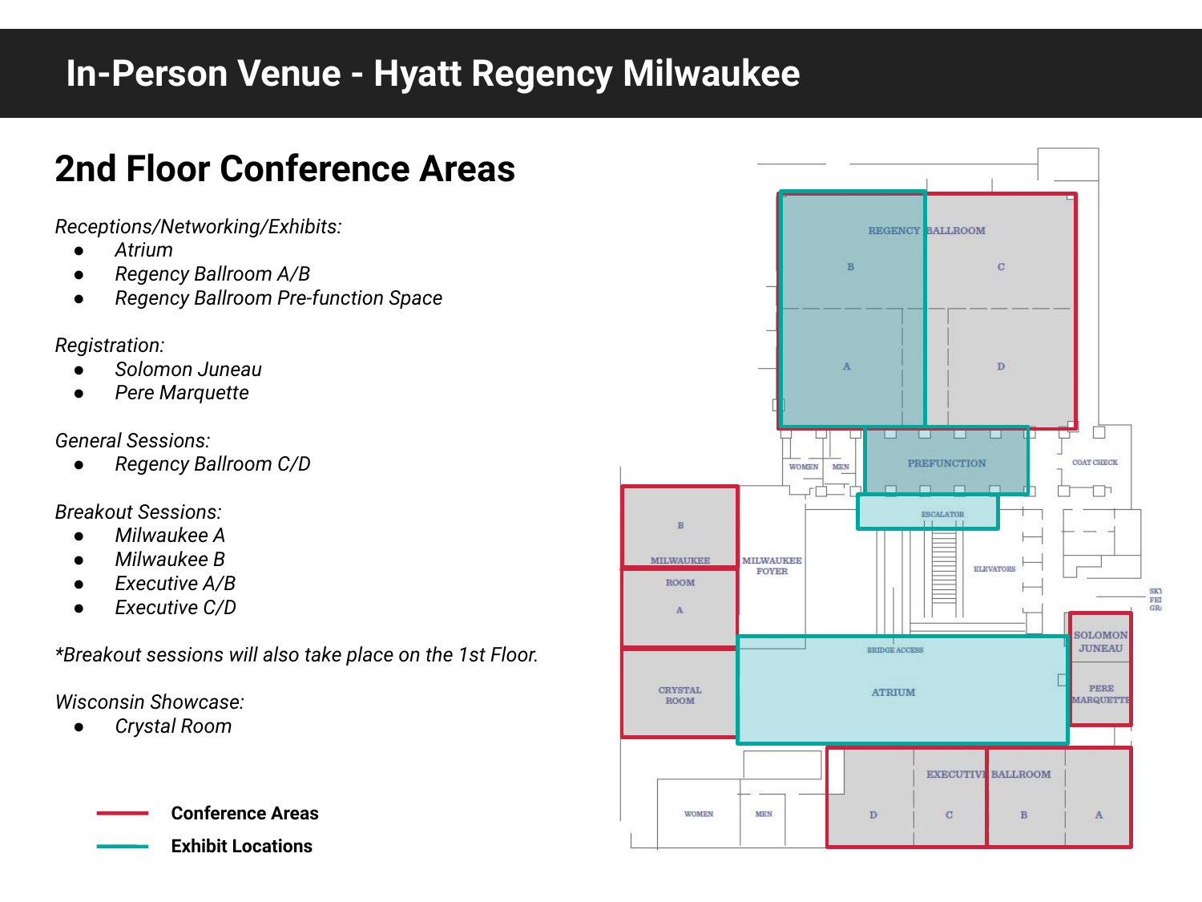# In-Person Venue - Hyatt Regency Milwaukee

## 2nd Floor Conference Areas

*Receptions/Networking/Exhibits:*

- *Atrium*
- *Regency Ballroom A/B*
- *Regency Ballroom Pre-function Space*

*Registration:*

- *Solomon Juneau*
- *Pere Marquette*

*General Sessions:*

- *Regency Ballroom C/D*

*Breakout Sessions:*

- *Milwaukee A*
- *Milwaukee B*
- *Executive A/B*
- *Executive C/D*

*\*Breakout sessions will also take place on the 1st Floor.*

*Wisconsin Showcase:*

- *Crystal Room*

**Conference Areas**

**Exhibit Locations**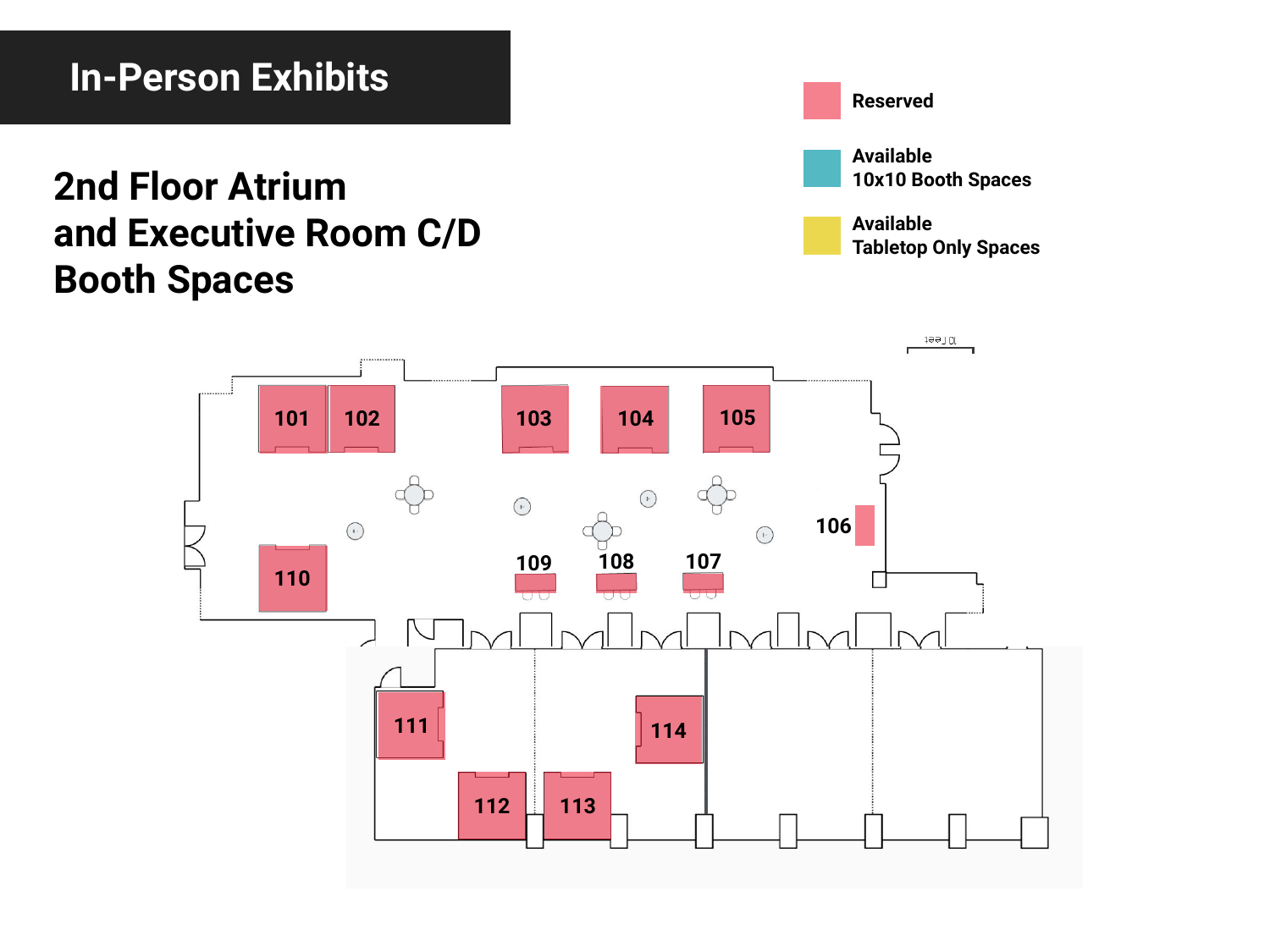# In-Person Exhibits

## 2nd Floor Atrium and Executive Room C/D Booth Spaces

- Reserved
- Available 10x10 Booth Spaces
- Available Tabletop Only Spaces

101 102 103 104 105

106

110 109 108 107

111 114

112 113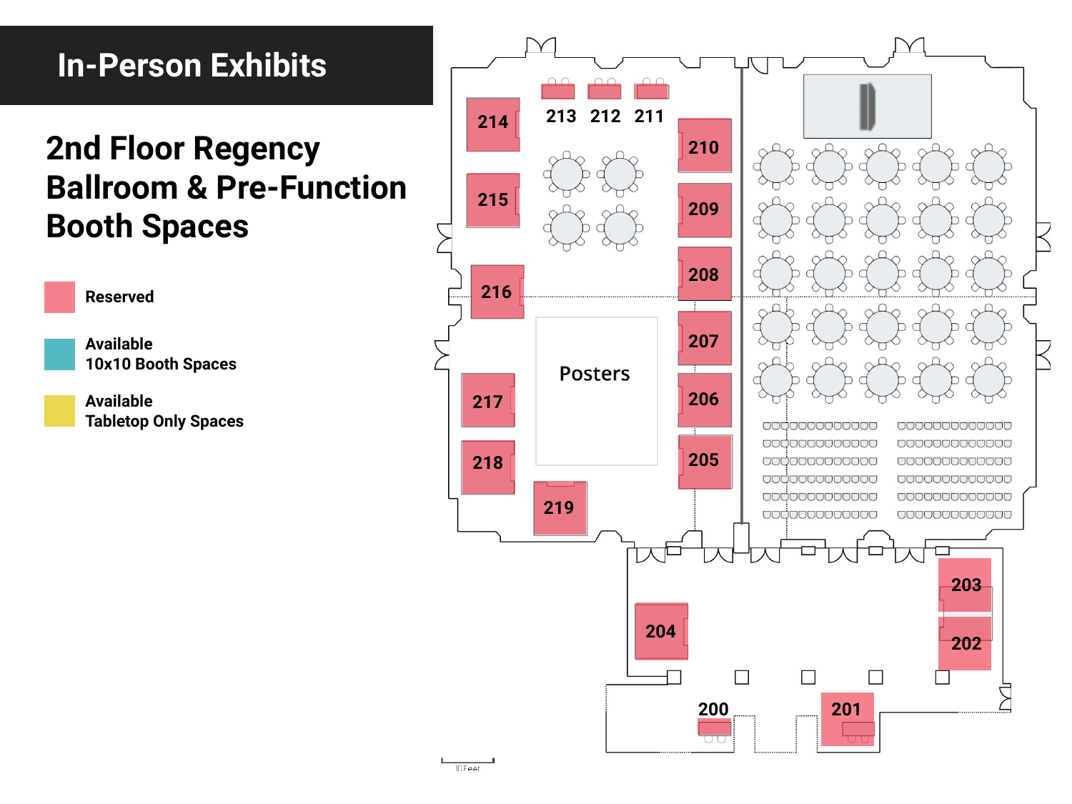# In-Person Exhibits

## 2nd Floor Regency Ballroom & Pre-Function Booth Spaces

- Reserved
- Available 10x10 Booth Spaces
- Available Tabletop Only Spaces

214 213 212 211 210 215 209 208 216 207 Posters 206 217 205 218 219 203 204 202 200 201

10 Feet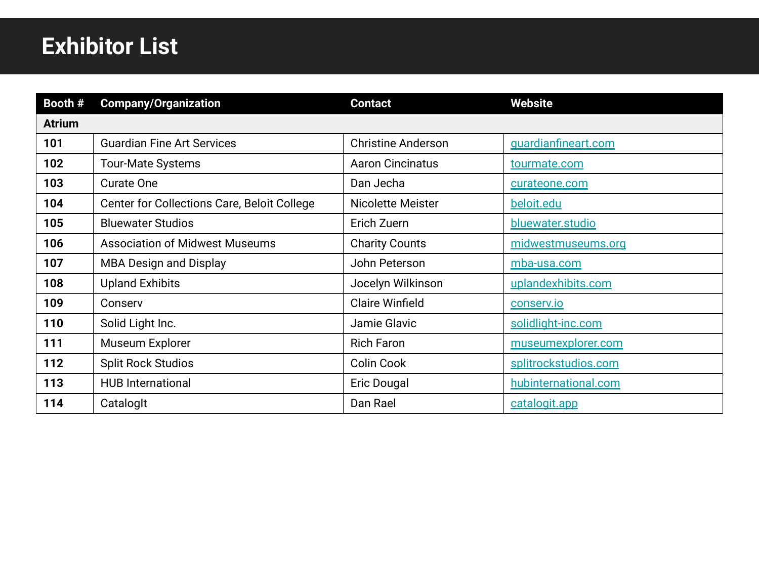# Exhibitor List

| Booth # | Company/Organization | Contact | Website |
|---|---|---|---|
| **Atrium** | | | |
| **101** | Guardian Fine Art Services | Christine Anderson | guardianfineart.com |
| **102** | Tour-Mate Systems | Aaron Cincinatus | tourmate.com |
| **103** | Curate One | Dan Jecha | curateone.com |
| **104** | Center for Collections Care, Beloit College | Nicolette Meister | beloit.edu |
| **105** | Bluewater Studios | Erich Zuern | bluewater.studio |
| **106** | Association of Midwest Museums | Charity Counts | midwestmuseums.org |
| **107** | MBA Design and Display | John Peterson | mba-usa.com |
| **108** | Upland Exhibits | Jocelyn Wilkinson | uplandexhibits.com |
| **109** | Conserv | Claire Winfield | conserv.io |
| **110** | Solid Light Inc. | Jamie Glavic | solidlight-inc.com |
| **111** | Museum Explorer | Rich Faron | museumexplorer.com |
| **112** | Split Rock Studios | Colin Cook | splitrockstudios.com |
| **113** | HUB International | Eric Dougal | hubinternational.com |
| **114** | CatalogIt | Dan Rael | catalogit.app |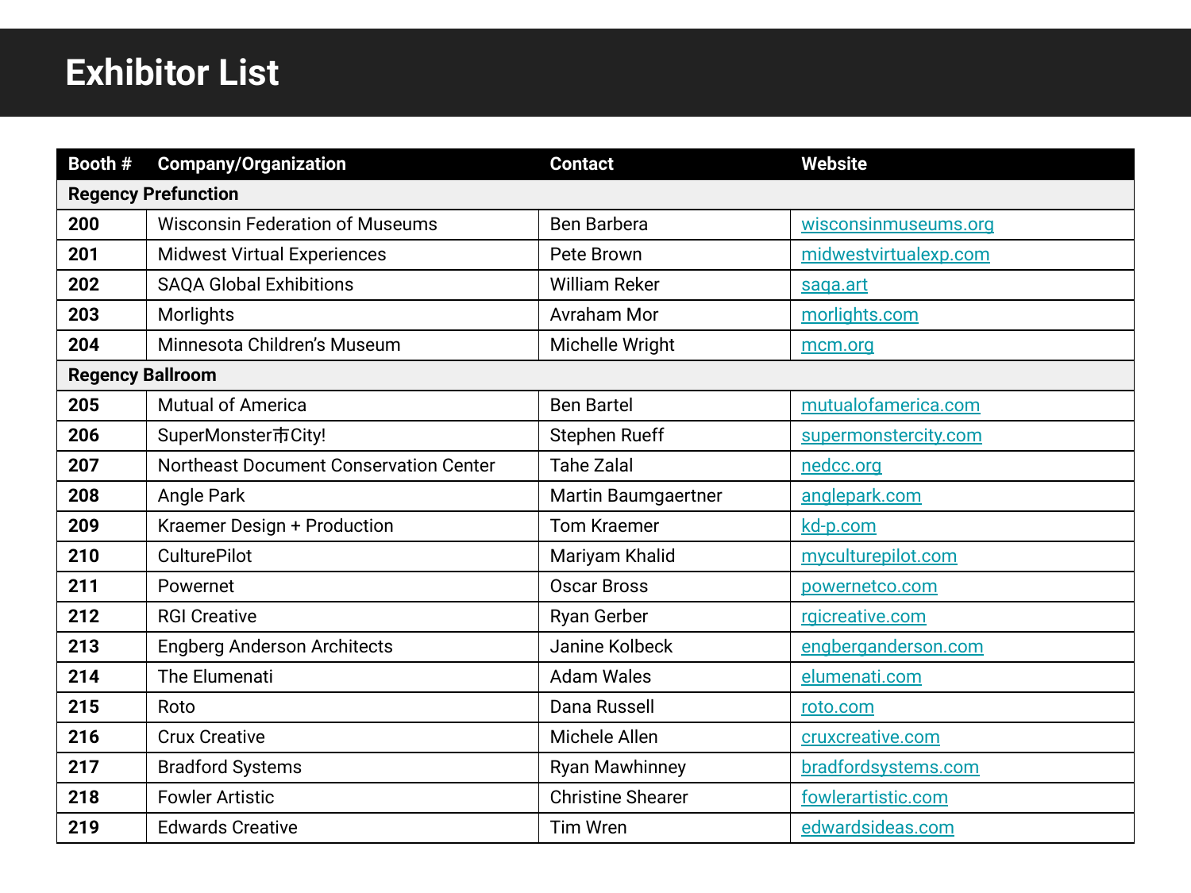# Exhibitor List

| Booth # | Company/Organization | Contact | Website |
|---|---|---|---|
| **Regency Prefunction** | | | |
| **200** | Wisconsin Federation of Museums | Ben Barbera | wisconsinmuseums.org |
| **201** | Midwest Virtual Experiences | Pete Brown | midwestvirtualexp.com |
| **202** | SAQA Global Exhibitions | William Reker | saqa.art |
| **203** | Morlights | Avraham Mor | morlights.com |
| **204** | Minnesota Children's Museum | Michelle Wright | mcm.org |
| **Regency Ballroom** | | | |
| **205** | Mutual of America | Ben Bartel | mutualofamerica.com |
| **206** | SuperMonster市City! | Stephen Rueff | supermonstercity.com |
| **207** | Northeast Document Conservation Center | Tahe Zalal | nedcc.org |
| **208** | Angle Park | Martin Baumgaertner | anglepark.com |
| **209** | Kraemer Design + Production | Tom Kraemer | kd-p.com |
| **210** | CulturePilot | Mariyam Khalid | myculturepilot.com |
| **211** | Powernet | Oscar Bross | powernetco.com |
| **212** | RGI Creative | Ryan Gerber | rgicreative.com |
| **213** | Engberg Anderson Architects | Janine Kolbeck | engberganderson.com |
| **214** | The Elumenati | Adam Wales | elumenati.com |
| **215** | Roto | Dana Russell | roto.com |
| **216** | Crux Creative | Michele Allen | cruxcreative.com |
| **217** | Bradford Systems | Ryan Mawhinney | bradfordsystems.com |
| **218** | Fowler Artistic | Christine Shearer | fowlerartistic.com |
| **219** | Edwards Creative | Tim Wren | edwardsideas.com |